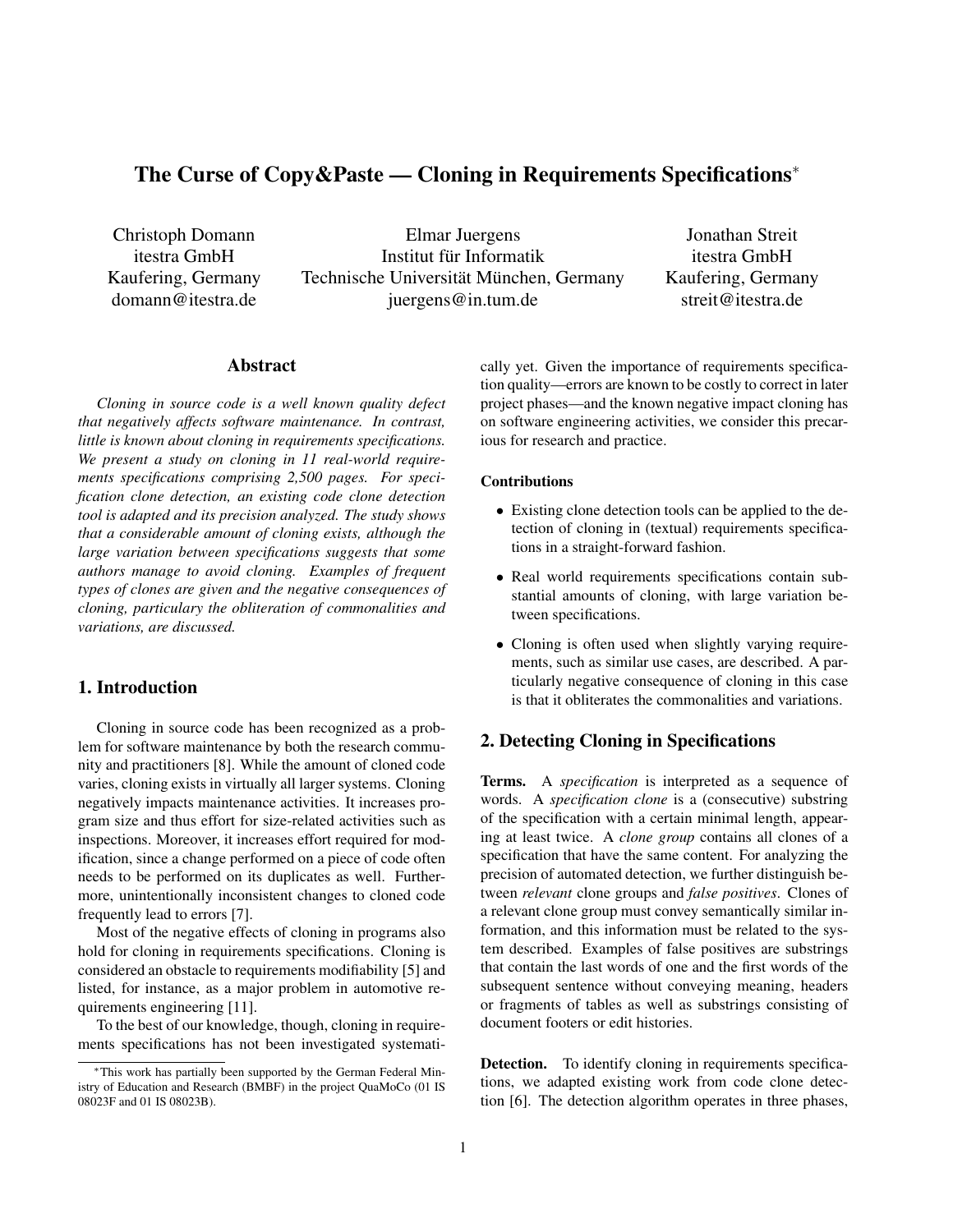# The Curse of Copy&Paste — Cloning in Requirements Specifications*

Christoph Domann
itestra GmbH
Kaufering, Germany
domann@itestra.de

Elmar Juergens
Institut für Informatik
Technische Universität München, Germany
juergens@in.tum.de

Jonathan Streit
itestra GmbH
Kaufering, Germany
streit@itestra.de

## Abstract

*Cloning in source code is a well known quality defect that negatively affects software maintenance. In contrast, little is known about cloning in requirements specifications. We present a study on cloning in 11 real-world requirements specifications comprising 2,500 pages. For specification clone detection, an existing code clone detection tool is adapted and its precision analyzed. The study shows that a considerable amount of cloning exists, although the large variation between specifications suggests that some authors manage to avoid cloning. Examples of frequent types of clones are given and the negative consequences of cloning, particulary the obliteration of commonalities and variations, are discussed.*

## 1. Introduction

Cloning in source code has been recognized as a problem for software maintenance by both the research community and practitioners [8]. While the amount of cloned code varies, cloning exists in virtually all larger systems. Cloning negatively impacts maintenance activities. It increases program size and thus effort for size-related activities such as inspections. Moreover, it increases effort required for modification, since a change performed on a piece of code often needs to be performed on its duplicates as well. Furthermore, unintentionally inconsistent changes to cloned code frequently lead to errors [7].

Most of the negative effects of cloning in programs also hold for cloning in requirements specifications. Cloning is considered an obstacle to requirements modifiability [5] and listed, for instance, as a major problem in automotive requirements engineering [11].

To the best of our knowledge, though, cloning in requirements specifications has not been investigated systematically yet. Given the importance of requirements specification quality—errors are known to be costly to correct in later project phases—and the known negative impact cloning has on software engineering activities, we consider this precarious for research and practice.

**Contributions**

- Existing clone detection tools can be applied to the detection of cloning in (textual) requirements specifications in a straight-forward fashion.
- Real world requirements specifications contain substantial amounts of cloning, with large variation between specifications.
- Cloning is often used when slightly varying requirements, such as similar use cases, are described. A particularly negative consequence of cloning in this case is that it obliterates the commonalities and variations.

## 2. Detecting Cloning in Specifications

**Terms.** A *specification* is interpreted as a sequence of words. A *specification clone* is a (consecutive) substring of the specification with a certain minimal length, appearing at least twice. A *clone group* contains all clones of a specification that have the same content. For analyzing the precision of automated detection, we further distinguish between *relevant* clone groups and *false positives*. Clones of a relevant clone group must convey semantically similar information, and this information must be related to the system described. Examples of false positives are substrings that contain the last words of one and the first words of the subsequent sentence without conveying meaning, headers or fragments of tables as well as substrings consisting of document footers or edit histories.

**Detection.** To identify cloning in requirements specifications, we adapted existing work from code clone detection [6]. The detection algorithm operates in three phases,

---

*This work has partially been supported by the German Federal Ministry of Education and Research (BMBF) in the project QuaMoCo (01 IS 08023F and 01 IS 08023B).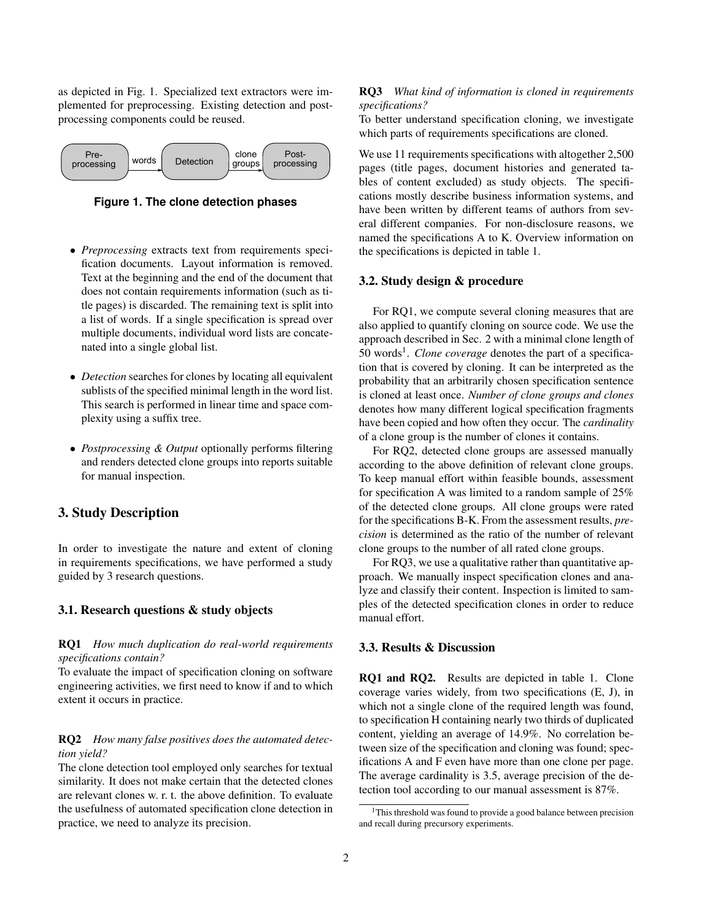as depicted in Fig. 1. Specialized text extractors were implemented for preprocessing. Existing detection and postprocessing components could be reused.

**Figure 1. The clone detection phases**

- *Preprocessing* extracts text from requirements specification documents. Layout information is removed. Text at the beginning and the end of the document that does not contain requirements information (such as title pages) is discarded. The remaining text is split into a list of words. If a single specification is spread over multiple documents, individual word lists are concatenated into a single global list.
- *Detection* searches for clones by locating all equivalent sublists of the specified minimal length in the word list. This search is performed in linear time and space complexity using a suffix tree.
- *Postprocessing & Output* optionally performs filtering and renders detected clone groups into reports suitable for manual inspection.

## 3. Study Description

In order to investigate the nature and extent of cloning in requirements specifications, we have performed a study guided by 3 research questions.

### 3.1. Research questions & study objects

**RQ1** *How much duplication do real-world requirements specifications contain?*
To evaluate the impact of specification cloning on software engineering activities, we first need to know if and to which extent it occurs in practice.

**RQ2** *How many false positives does the automated detection yield?*
The clone detection tool employed only searches for textual similarity. It does not make certain that the detected clones are relevant clones w. r. t. the above definition. To evaluate the usefulness of automated specification clone detection in practice, we need to analyze its precision.

**RQ3** *What kind of information is cloned in requirements specifications?*
To better understand specification cloning, we investigate which parts of requirements specifications are cloned.

We use 11 requirements specifications with altogether 2,500 pages (title pages, document histories and generated tables of content excluded) as study objects. The specifications mostly describe business information systems, and have been written by different teams of authors from several different companies. For non-disclosure reasons, we named the specifications A to K. Overview information on the specifications is depicted in table 1.

### 3.2. Study design & procedure

For RQ1, we compute several cloning measures that are also applied to quantify cloning on source code. We use the approach described in Sec. 2 with a minimal clone length of 50 words[1]. *Clone coverage* denotes the part of a specification that is covered by cloning. It can be interpreted as the probability that an arbitrarily chosen specification sentence is cloned at least once. *Number of clone groups and clones* denotes how many different logical specification fragments have been copied and how often they occur. The *cardinality* of a clone group is the number of clones it contains.

For RQ2, detected clone groups are assessed manually according to the above definition of relevant clone groups. To keep manual effort within feasible bounds, assessment for specification A was limited to a random sample of 25% of the detected clone groups. All clone groups were rated for the specifications B-K. From the assessment results, *precision* is determined as the ratio of the number of relevant clone groups to the number of all rated clone groups.

For RQ3, we use a qualitative rather than quantitative approach. We manually inspect specification clones and analyze and classify their content. Inspection is limited to samples of the detected specification clones in order to reduce manual effort.

### 3.3. Results & Discussion

**RQ1 and RQ2.** Results are depicted in table 1. Clone coverage varies widely, from two specifications (E, J), in which not a single clone of the required length was found, to specification H containing nearly two thirds of duplicated content, yielding an average of 14.9%. No correlation between size of the specification and cloning was found; specifications A and F even have more than one clone per page. The average cardinality is 3.5, average precision of the detection tool according to our manual assessment is 87%.

[1] This threshold was found to provide a good balance between precision and recall during precursory experiments.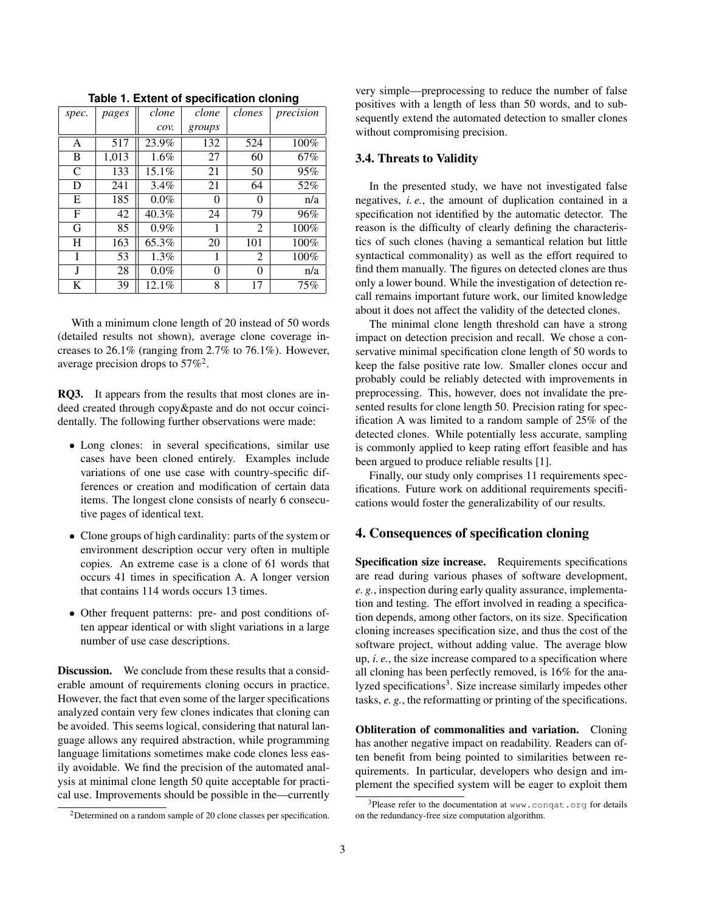**Table 1. Extent of specification cloning**

| *spec.* | *pages* | *clone cov.* | *clone groups* | *clones* | *precision* |
|---|---|---|---|---|---|
| A | 517 | 23.9% | 132 | 524 | 100% |
| B | 1,013 | 1.6% | 27 | 60 | 67% |
| C | 133 | 15.1% | 21 | 50 | 95% |
| D | 241 | 3.4% | 21 | 64 | 52% |
| E | 185 | 0.0% | 0 | 0 | n/a |
| F | 42 | 40.3% | 24 | 79 | 96% |
| G | 85 | 0.9% | 1 | 2 | 100% |
| H | 163 | 65.3% | 20 | 101 | 100% |
| I | 53 | 1.3% | 1 | 2 | 100% |
| J | 28 | 0.0% | 0 | 0 | n/a |
| K | 39 | 12.1% | 8 | 17 | 75% |

With a minimum clone length of 20 instead of 50 words (detailed results not shown), average clone coverage increases to 26.1% (ranging from 2.7% to 76.1%). However, average precision drops to 57%[2].

**RQ3.** It appears from the results that most clones are indeed created through copy&paste and do not occur coincidentally. The following further observations were made:

- Long clones: in several specifications, similar use cases have been cloned entirely. Examples include variations of one use case with country-specific differences or creation and modification of certain data items. The longest clone consists of nearly 6 consecutive pages of identical text.
- Clone groups of high cardinality: parts of the system or environment description occur very often in multiple copies. An extreme case is a clone of 61 words that occurs 41 times in specification A. A longer version that contains 114 words occurs 13 times.
- Other frequent patterns: pre- and post conditions often appear identical or with slight variations in a large number of use case descriptions.

**Discussion.** We conclude from these results that a considerable amount of requirements cloning occurs in practice. However, the fact that even some of the larger specifications analyzed contain very few clones indicates that cloning can be avoided. This seems logical, considering that natural language allows any required abstraction, while programming language limitations sometimes make code clones less easily avoidable. We find the precision of the automated analysis at minimal clone length 50 quite acceptable for practical use. Improvements should be possible in the—currently very simple—preprocessing to reduce the number of false positives with a length of less than 50 words, and to subsequently extend the automated detection to smaller clones without compromising precision.

### 3.4. Threats to Validity

In the presented study, we have not investigated false negatives, *i. e.*, the amount of duplication contained in a specification not identified by the automatic detector. The reason is the difficulty of clearly defining the characteristics of such clones (having a semantical relation but little syntactical commonality) as well as the effort required to find them manually. The figures on detected clones are thus only a lower bound. While the investigation of detection recall remains important future work, our limited knowledge about it does not affect the validity of the detected clones.

The minimal clone length threshold can have a strong impact on detection precision and recall. We chose a conservative minimal specification clone length of 50 words to keep the false positive rate low. Smaller clones occur and probably could be reliably detected with improvements in preprocessing. This, however, does not invalidate the presented results for clone length 50. Precision rating for specification A was limited to a random sample of 25% of the detected clones. While potentially less accurate, sampling is commonly applied to keep rating effort feasible and has been argued to produce reliable results [1].

Finally, our study only comprises 11 requirements specifications. Future work on additional requirements specifications would foster the generalizability of our results.

## 4. Consequences of specification cloning

**Specification size increase.** Requirements specifications are read during various phases of software development, *e. g.*, inspection during early quality assurance, implementation and testing. The effort involved in reading a specification depends, among other factors, on its size. Specification cloning increases specification size, and thus the cost of the software project, without adding value. The average blow up, *i. e.*, the size increase compared to a specification where all cloning has been perfectly removed, is 16% for the analyzed specifications[3]. Size increase similarly impedes other tasks, *e. g.*, the reformatting or printing of the specifications.

**Obliteration of commonalities and variation.** Cloning has another negative impact on readability. Readers can often benefit from being pointed to similarities between requirements. In particular, developers who design and implement the specified system will be eager to exploit them

[2] Determined on a random sample of 20 clone classes per specification.

[3] Please refer to the documentation at `www.conqat.org` for details on the redundancy-free size computation algorithm.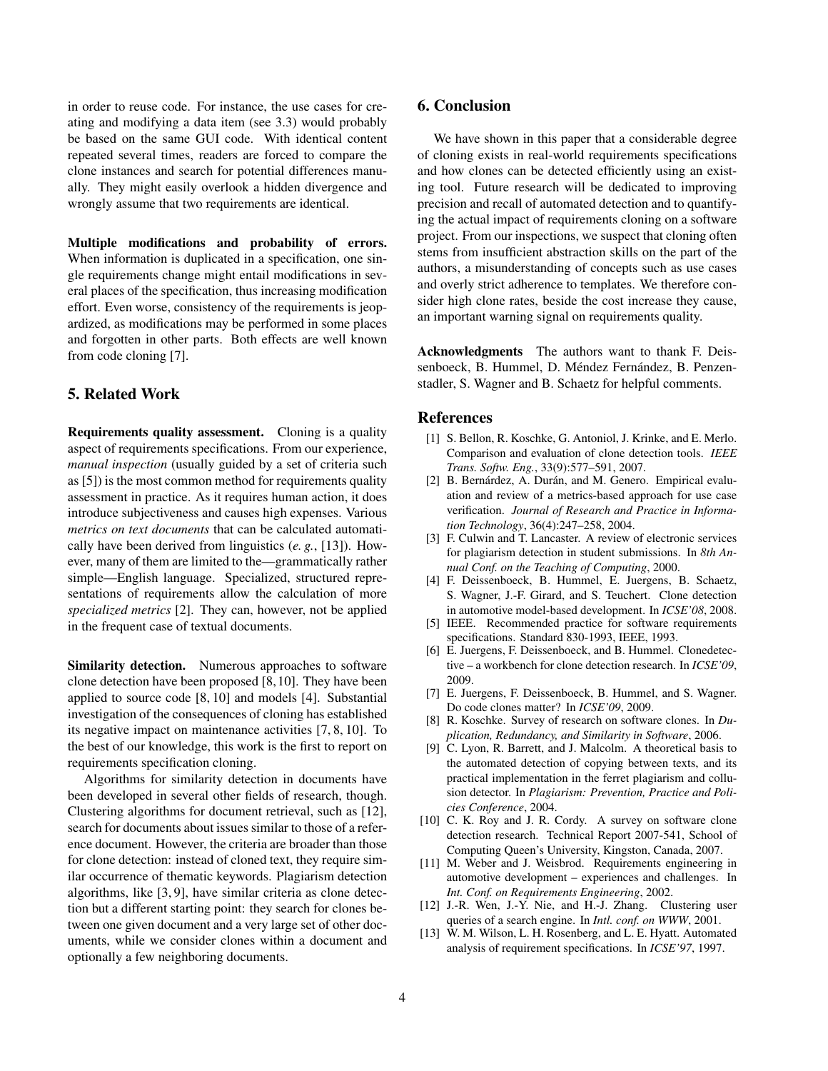in order to reuse code. For instance, the use cases for creating and modifying a data item (see 3.3) would probably be based on the same GUI code. With identical content repeated several times, readers are forced to compare the clone instances and search for potential differences manually. They might easily overlook a hidden divergence and wrongly assume that two requirements are identical.

**Multiple modifications and probability of errors.** When information is duplicated in a specification, one single requirements change might entail modifications in several places of the specification, thus increasing modification effort. Even worse, consistency of the requirements is jeopardized, as modifications may be performed in some places and forgotten in other parts. Both effects are well known from code cloning [7].

## 5. Related Work

**Requirements quality assessment.** Cloning is a quality aspect of requirements specifications. From our experience, *manual inspection* (usually guided by a set of criteria such as [5]) is the most common method for requirements quality assessment in practice. As it requires human action, it does introduce subjectiveness and causes high expenses. Various *metrics on text documents* that can be calculated automatically have been derived from linguistics (*e. g.*, [13]). However, many of them are limited to the—grammatically rather simple—English language. Specialized, structured representations of requirements allow the calculation of more *specialized metrics* [2]. They can, however, not be applied in the frequent case of textual documents.

**Similarity detection.** Numerous approaches to software clone detection have been proposed [8, 10]. They have been applied to source code [8, 10] and models [4]. Substantial investigation of the consequences of cloning has established its negative impact on maintenance activities [7, 8, 10]. To the best of our knowledge, this work is the first to report on requirements specification cloning.

Algorithms for similarity detection in documents have been developed in several other fields of research, though. Clustering algorithms for document retrieval, such as [12], search for documents about issues similar to those of a reference document. However, the criteria are broader than those for clone detection: instead of cloned text, they require similar occurrence of thematic keywords. Plagiarism detection algorithms, like [3, 9], have similar criteria as clone detection but a different starting point: they search for clones between one given document and a very large set of other documents, while we consider clones within a document and optionally a few neighboring documents.

## 6. Conclusion

We have shown in this paper that a considerable degree of cloning exists in real-world requirements specifications and how clones can be detected efficiently using an existing tool. Future research will be dedicated to improving precision and recall of automated detection and to quantifying the actual impact of requirements cloning on a software project. From our inspections, we suspect that cloning often stems from insufficient abstraction skills on the part of the authors, a misunderstanding of concepts such as use cases and overly strict adherence to templates. We therefore consider high clone rates, beside the cost increase they cause, an important warning signal on requirements quality.

**Acknowledgments** The authors want to thank F. Deissenboeck, B. Hummel, D. Méndez Fernández, B. Penzenstadler, S. Wagner and B. Schaetz for helpful comments.

## References

[1] S. Bellon, R. Koschke, G. Antoniol, J. Krinke, and E. Merlo. Comparison and evaluation of clone detection tools. *IEEE Trans. Softw. Eng.*, 33(9):577–591, 2007.

[2] B. Bernárdez, A. Durán, and M. Genero. Empirical evaluation and review of a metrics-based approach for use case verification. *Journal of Research and Practice in Information Technology*, 36(4):247–258, 2004.

[3] F. Culwin and T. Lancaster. A review of electronic services for plagiarism detection in student submissions. In *8th Annual Conf. on the Teaching of Computing*, 2000.

[4] F. Deissenboeck, B. Hummel, E. Juergens, B. Schaetz, S. Wagner, J.-F. Girard, and S. Teuchert. Clone detection in automotive model-based development. In *ICSE'08*, 2008.

[5] IEEE. Recommended practice for software requirements specifications. Standard 830-1993, IEEE, 1993.

[6] E. Juergens, F. Deissenboeck, and B. Hummel. Clonedetective – a workbench for clone detection research. In *ICSE'09*, 2009.

[7] E. Juergens, F. Deissenboeck, B. Hummel, and S. Wagner. Do code clones matter? In *ICSE'09*, 2009.

[8] R. Koschke. Survey of research on software clones. In *Duplication, Redundancy, and Similarity in Software*, 2006.

[9] C. Lyon, R. Barrett, and J. Malcolm. A theoretical basis to the automated detection of copying between texts, and its practical implementation in the ferret plagiarism and collusion detector. In *Plagiarism: Prevention, Practice and Policies Conference*, 2004.

[10] C. K. Roy and J. R. Cordy. A survey on software clone detection research. Technical Report 2007-541, School of Computing Queen's University, Kingston, Canada, 2007.

[11] M. Weber and J. Weisbrod. Requirements engineering in automotive development – experiences and challenges. In *Int. Conf. on Requirements Engineering*, 2002.

[12] J.-R. Wen, J.-Y. Nie, and H.-J. Zhang. Clustering user queries of a search engine. In *Intl. conf. on WWW*, 2001.

[13] W. M. Wilson, L. H. Rosenberg, and L. E. Hyatt. Automated analysis of requirement specifications. In *ICSE'97*, 1997.